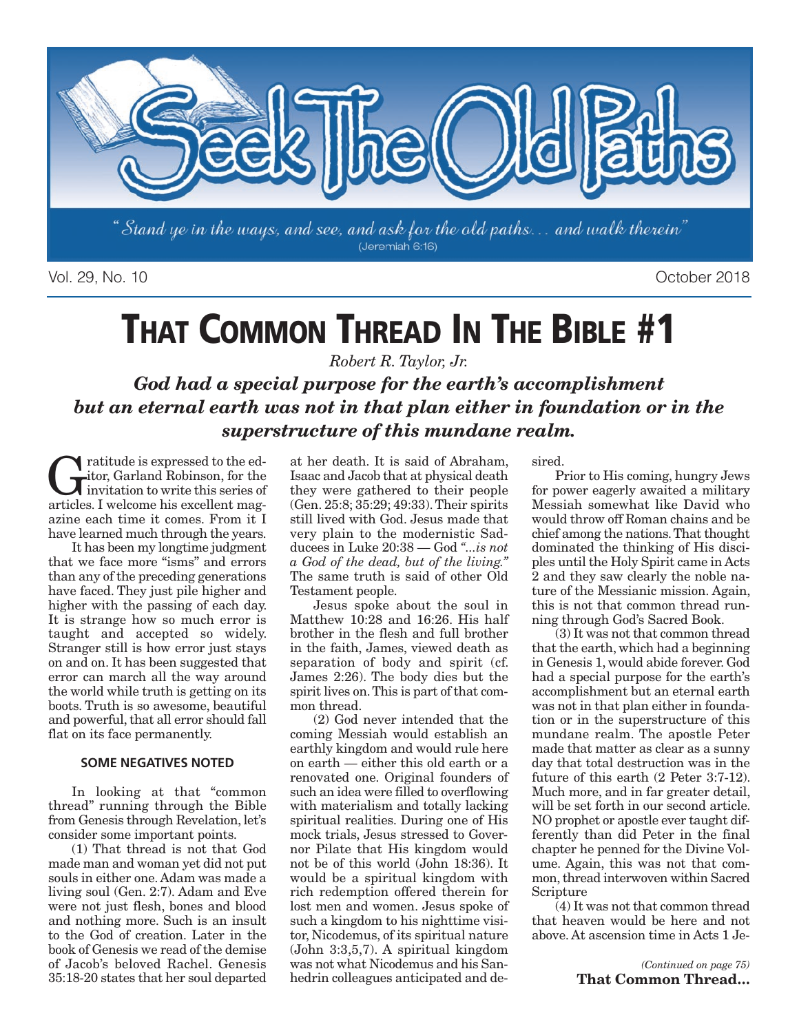# Seek The Old Paths

"Stand ye in the ways, and see, and ask for the old paths... and walk therein" (Jeremiah 6:16)

Vol. 29, No. 10 October 2018

# THAT COMMON THREAD IN THE BIBLE #1

*Robert R. Taylor, Jr.*

***God had a special purpose for the earth's accomplishment but an eternal earth was not in that plan either in foundation or in the superstructure of this mundane realm.***

Gratitude is expressed to the editor, Garland Robinson, for the invitation to write this series of articles. I welcome his excellent magazine each time it comes. From it I have learned much through the years.

It has been my longtime judgment that we face more "isms" and errors than any of the preceding generations have faced. They just pile higher and higher with the passing of each day. It is strange how so much error is taught and accepted so widely. Stranger still is how error just stays on and on. It has been suggested that error can march all the way around the world while truth is getting on its boots. Truth is so awesome, beautiful and powerful, that all error should fall flat on its face permanently.

**SOME NEGATIVES NOTED**

In looking at that "common thread" running through the Bible from Genesis through Revelation, let's consider some important points.

(1) That thread is not that God made man and woman yet did not put souls in either one. Adam was made a living soul (Gen. 2:7). Adam and Eve were not just flesh, bones and blood and nothing more. Such is an insult to the God of creation. Later in the book of Genesis we read of the demise of Jacob's beloved Rachel. Genesis 35:18-20 states that her soul departed at her death. It is said of Abraham, Isaac and Jacob that at physical death they were gathered to their people (Gen. 25:8; 35:29; 49:33). Their spirits still lived with God. Jesus made that very plain to the modernistic Sadducees in Luke 20:38 — God *"...is not a God of the dead, but of the living."* The same truth is said of other Old Testament people.

Jesus spoke about the soul in Matthew 10:28 and 16:26. His half brother in the flesh and full brother in the faith, James, viewed death as separation of body and spirit (cf. James 2:26). The body dies but the spirit lives on. This is part of that common thread.

(2) God never intended that the coming Messiah would establish an earthly kingdom and would rule here on earth — either this old earth or a renovated one. Original founders of such an idea were filled to overflowing with materialism and totally lacking spiritual realities. During one of His mock trials, Jesus stressed to Governor Pilate that His kingdom would not be of this world (John 18:36). It would be a spiritual kingdom with rich redemption offered therein for lost men and women. Jesus spoke of such a kingdom to his nighttime visitor, Nicodemus, of its spiritual nature (John 3:3,5,7). A spiritual kingdom was not what Nicodemus and his Sanhedrin colleagues anticipated and desired.

Prior to His coming, hungry Jews for power eagerly awaited a military Messiah somewhat like David who would throw off Roman chains and be chief among the nations. That thought dominated the thinking of His disciples until the Holy Spirit came in Acts 2 and they saw clearly the noble nature of the Messianic mission. Again, this is not that common thread running through God's Sacred Book.

(3) It was not that common thread that the earth, which had a beginning in Genesis 1, would abide forever. God had a special purpose for the earth's accomplishment but an eternal earth was not in that plan either in foundation or in the superstructure of this mundane realm. The apostle Peter made that matter as clear as a sunny day that total destruction was in the future of this earth (2 Peter 3:7-12). Much more, and in far greater detail, will be set forth in our second article. NO prophet or apostle ever taught differently than did Peter in the final chapter he penned for the Divine Volume. Again, this was not that common, thread interwoven within Sacred Scripture

(4) It was not that common thread that heaven would be here and not above. At ascension time in Acts 1 Je-

*(Continued on page 75)*
**That Common Thread...**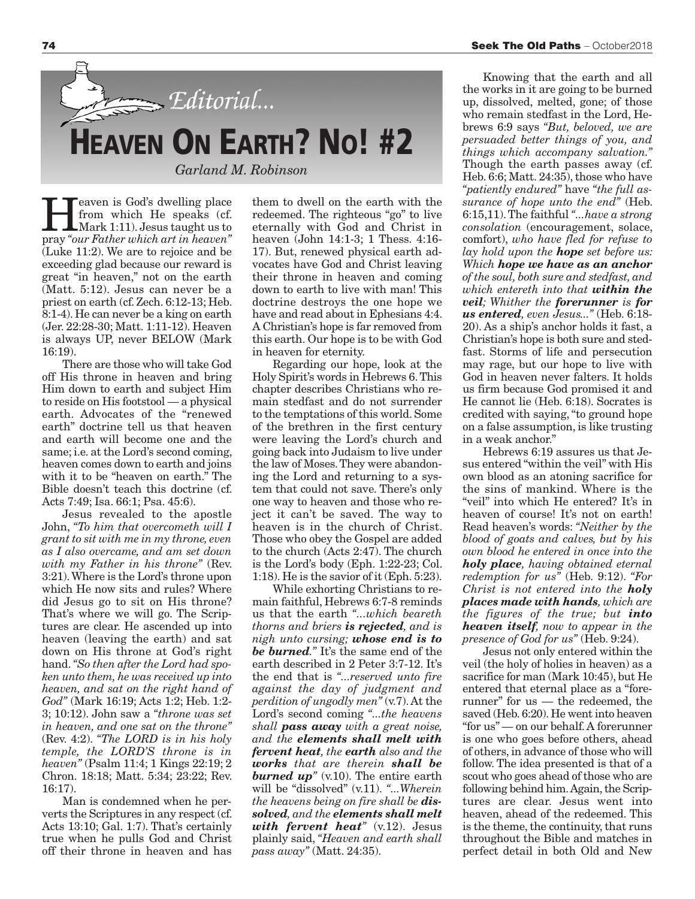*Editorial...*

# Heaven On Earth? No! #2

*Garland M. Robinson*

Heaven is God's dwelling place from which He speaks (cf. Mark 1:11). Jesus taught us to pray *"our Father which art in heaven"* (Luke 11:2). We are to rejoice and be exceeding glad because our reward is great "in heaven," not on the earth (Matt. 5:12). Jesus can never be a priest on earth (cf. Zech. 6:12-13; Heb. 8:1-4). He can never be a king on earth (Jer. 22:28-30; Matt. 1:11-12). Heaven is always UP, never BELOW (Mark 16:19).

There are those who will take God off His throne in heaven and bring Him down to earth and subject Him to reside on His footstool — a physical earth. Advocates of the "renewed earth" doctrine tell us that heaven and earth will become one and the same; i.e. at the Lord's second coming, heaven comes down to earth and joins with it to be "heaven on earth." The Bible doesn't teach this doctrine (cf. Acts 7:49; Isa. 66:1; Psa. 45:6).

Jesus revealed to the apostle John, *"To him that overcometh will I grant to sit with me in my throne, even as I also overcame, and am set down with my Father in his throne"* (Rev. 3:21). Where is the Lord's throne upon which He now sits and rules? Where did Jesus go to sit on His throne? That's where we will go. The Scriptures are clear. He ascended up into heaven (leaving the earth) and sat down on His throne at God's right hand. *"So then after the Lord had spoken unto them, he was received up into heaven, and sat on the right hand of God"* (Mark 16:19; Acts 1:2; Heb. 1:2-3; 10:12). John saw a *"throne was set in heaven, and one sat on the throne"* (Rev. 4:2). *"The LORD is in his holy temple, the LORD'S throne is in heaven"* (Psalm 11:4; 1 Kings 22:19; 2 Chron. 18:18; Matt. 5:34; 23:22; Rev. 16:17).

Man is condemned when he perverts the Scriptures in any respect (cf. Acts 13:10; Gal. 1:7). That's certainly true when he pulls God and Christ off their throne in heaven and has them to dwell on the earth with the redeemed. The righteous "go" to live eternally with God and Christ in heaven (John 14:1-3; 1 Thess. 4:16-17). But, renewed physical earth advocates have God and Christ leaving their throne in heaven and coming down to earth to live with man! This doctrine destroys the one hope we have and read about in Ephesians 4:4. A Christian's hope is far removed from this earth. Our hope is to be with God in heaven for eternity.

Regarding our hope, look at the Holy Spirit's words in Hebrews 6. This chapter describes Christians who remain stedfast and do not surrender to the temptations of this world. Some of the brethren in the first century were leaving the Lord's church and going back into Judaism to live under the law of Moses. They were abandoning the Lord and returning to a system that could not save. There's only one way to heaven and those who reject it can't be saved. The way to heaven is in the church of Christ. Those who obey the Gospel are added to the church (Acts 2:47). The church is the Lord's body (Eph. 1:22-23; Col. 1:18). He is the savior of it (Eph. 5:23).

While exhorting Christians to remain faithful, Hebrews 6:7-8 reminds us that the earth *"...which beareth thorns and briers **is rejected**, and is nigh unto cursing; **whose end is to be burned**."* It's the same end of the earth described in 2 Peter 3:7-12. It's the end that is *"...reserved unto fire against the day of judgment and perdition of ungodly men"* (v.7). At the Lord's second coming *"...the heavens shall **pass away** with a great noise, and the **elements shall melt with fervent heat**, the **earth** also and the **works** that are therein **shall be burned up**"* (v.10). The entire earth will be "dissolved" (v.11). *"...Wherein the heavens being on fire shall be **dissolved**, and the **elements shall melt with fervent heat**"* (v.12). Jesus plainly said, *"Heaven and earth shall pass away"* (Matt. 24:35).

Knowing that the earth and all the works in it are going to be burned up, dissolved, melted, gone; of those who remain stedfast in the Lord, Hebrews 6:9 says *"But, beloved, we are persuaded better things of you, and things which accompany salvation."* Though the earth passes away (cf. Heb. 6:6; Matt. 24:35), those who have *"patiently endured"* have *"the full assurance of hope unto the end"* (Heb. 6:15,11). The faithful *"...have a strong consolation* (encouragement, solace, comfort), *who have fled for refuse to lay hold upon the **hope** set before us: Which **hope we have as an anchor** of the soul, both sure and stedfast, and which entereth into that **within the veil**; Whither the **forerunner** is **for us entered**, even Jesus..."* (Heb. 6:18-20). As a ship's anchor holds it fast, a Christian's hope is both sure and stedfast. Storms of life and persecution may rage, but our hope to live with God in heaven never falters. It holds us firm because God promised it and He cannot lie (Heb. 6:18). Socrates is credited with saying, "to ground hope on a false assumption, is like trusting in a weak anchor."

Hebrews 6:19 assures us that Jesus entered "within the veil" with His own blood as an atoning sacrifice for the sins of mankind. Where is the "veil" into which He entered? It's in heaven of course! It's not on earth! Read heaven's words: *"Neither by the blood of goats and calves, but by his own blood he entered in once into the **holy place**, having obtained eternal redemption for us"* (Heb. 9:12). *"For Christ is not entered into the **holy places made with hands**, which are the figures of the true; but **into heaven itself**, now to appear in the presence of God for us"* (Heb. 9:24).

Jesus not only entered within the veil (the holy of holies in heaven) as a sacrifice for man (Mark 10:45), but He entered that eternal place as a "forerunner" for us — the redeemed, the saved (Heb. 6:20). He went into heaven "for us" — on our behalf. A forerunner is one who goes before others, ahead of others, in advance of those who will follow. The idea presented is that of a scout who goes ahead of those who are following behind him. Again, the Scriptures are clear. Jesus went into heaven, ahead of the redeemed. This is the theme, the continuity, that runs throughout the Bible and matches in perfect detail in both Old and New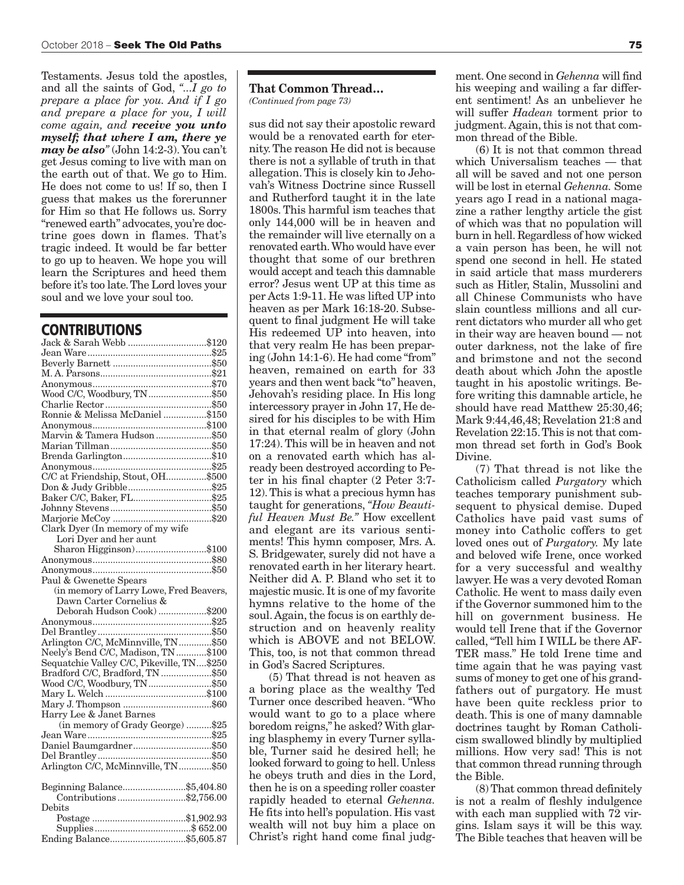Testaments. Jesus told the apostles, and all the saints of God, *"...I go to prepare a place for you. And if I go and prepare a place for you, I will come again, and **receive you unto myself; that where I am, there ye may be also**"* (John 14:2-3). You can't get Jesus coming to live with man on the earth out of that. We go to Him. He does not come to us! If so, then I guess that makes us the forerunner for Him so that He follows us. Sorry "renewed earth" advocates, you're doctrine goes down in flames. That's tragic indeed. It would be far better to go up to heaven. We hope you will learn the Scriptures and heed them before it's too late. The Lord loves your soul and we love your soul too.

## CONTRIBUTIONS

| Name | Amount |
|---|---|
| Jack & Sarah Webb | $120 |
| Jean Ware | $25 |
| Beverly Barnett | $50 |
| M. A. Parsons | $21 |
| Anonymous | $70 |
| Wood C/C, Woodbury, TN | $50 |
| Charlie Rector | $50 |
| Ronnie & Melissa McDaniel | $150 |
| Anonymous | $100 |
| Marvin & Tamera Hudson | $50 |
| Marian Tillman | $50 |
| Brenda Garlington | $10 |
| Anonymous | $25 |
| C/C at Friendship, Stout, OH | $500 |
| Don & Judy Gribble | $25 |
| Baker C/C, Baker, FL | $25 |
| Johnny Stevens | $50 |
| Marjorie McCoy | $20 |
| Clark Dyer (In memory of my wife Lori Dyer and her aunt Sharon Higginson) | $100 |
| Anonymous | $80 |
| Anonymous | $50 |
| Paul & Gwenette Spears (in memory of Larry Lowe, Fred Beavers, Dawn Carter Cornelius & Deborah Hudson Cook) | $200 |
| Anonymous | $25 |
| Del Brantley | $50 |
| Arlington C/C, McMinnville, TN | $50 |
| Neely's Bend C/C, Madison, TN | $100 |
| Sequatchie Valley C/C, Pikeville, TN | $250 |
| Bradford C/C, Bradford, TN | $50 |
| Wood C/C, Woodbury, TN | $50 |
| Mary L. Welch | $100 |
| Mary J. Thompson | $60 |
| Harry Lee & Janet Barnes (in memory of Grady George) | $25 |
| Jean Ware | $25 |
| Daniel Baumgardner | $50 |
| Del Brantley | $50 |
| Arlington C/C, McMinnville, TN | $50 |

| | |
|---|---|
| Beginning Balance | $5,404.80 |
| Contributions | $2,756.00 |
| Debits | |
| Postage | $1,902.93 |
| Supplies | $ 652.00 |
| Ending Balance | $5,605.87 |

---

**That Common Thread...**
*(Continued from page 73)*

sus did not say their apostolic reward would be a renovated earth for eternity. The reason He did not is because there is not a syllable of truth in that allegation. This is closely kin to Jehovah's Witness Doctrine since Russell and Rutherford taught it in the late 1800s. This harmful ism teaches that only 144,000 will be in heaven and the remainder will live eternally on a renovated earth. Who would have ever thought that some of our brethren would accept and teach this damnable error? Jesus went UP at this time as per Acts 1:9-11. He was lifted UP into heaven as per Mark 16:18-20. Subsequent to final judgment He will take His redeemed UP into heaven, into that very realm He has been preparing (John 14:1-6). He had come "from" heaven, remained on earth for 33 years and then went back "to" heaven, Jehovah's residing place. In His long intercessory prayer in John 17, He desired for his disciples to be with Him in that eternal realm of glory (John 17:24). This will be in heaven and not on a renovated earth which has already been destroyed according to Peter in his final chapter (2 Peter 3:7-12). This is what a precious hymn has taught for generations, *"How Beautiful Heaven Must Be."* How excellent and elegant are its various sentiments! This hymn composer, Mrs. A. S. Bridgewater, surely did not have a renovated earth in her literary heart. Neither did A. P. Bland who set it to majestic music. It is one of my favorite hymns relative to the home of the soul. Again, the focus is on earthly destruction and on heavenly reality which is ABOVE and not BELOW. This, too, is not that common thread in God's Sacred Scriptures.

(5) That thread is not heaven as a boring place as the wealthy Ted Turner once described heaven. "Who would want to go to a place where boredom reigns," he asked? With glaring blasphemy in every Turner syllable, Turner said he desired hell; he looked forward to going to hell. Unless he obeys truth and dies in the Lord, then he is on a speeding roller coaster rapidly headed to eternal *Gehenna.* He fits into hell's population. His vast wealth will not buy him a place on Christ's right hand come final judgment. One second in *Gehenna* will find his weeping and wailing a far different sentiment! As an unbeliever he will suffer *Hadean* torment prior to judgment. Again, this is not that common thread of the Bible.

(6) It is not that common thread which Universalism teaches — that all will be saved and not one person will be lost in eternal *Gehenna.* Some years ago I read in a national magazine a rather lengthy article the gist of which was that no population will burn in hell. Regardless of how wicked a vain person has been, he will not spend one second in hell. He stated in said article that mass murderers such as Hitler, Stalin, Mussolini and all Chinese Communists who have slain countless millions and all current dictators who murder all who get in their way are heaven bound — not outer darkness, not the lake of fire and brimstone and not the second death about which John the apostle taught in his apostolic writings. Before writing this damnable article, he should have read Matthew 25:30,46; Mark 9:44,46,48; Revelation 21:8 and Revelation 22:15. This is not that common thread set forth in God's Book Divine.

(7) That thread is not like the Catholicism called *Purgatory* which teaches temporary punishment subsequent to physical demise. Duped Catholics have paid vast sums of money into Catholic coffers to get loved ones out of *Purgatory.* My late and beloved wife Irene, once worked for a very successful and wealthy lawyer. He was a very devoted Roman Catholic. He went to mass daily even if the Governor summoned him to the hill on government business. He would tell Irene that if the Governor called, "Tell him I WILL be there AFTER mass." He told Irene time and time again that he was paying vast sums of money to get one of his grandfathers out of purgatory. He must have been quite reckless prior to death. This is one of many damnable doctrines taught by Roman Catholicism swallowed blindly by multiplied millions. How very sad! This is not that common thread running through the Bible.

(8) That common thread definitely is not a realm of fleshly indulgence with each man supplied with 72 virgins. Islam says it will be this way. The Bible teaches that heaven will be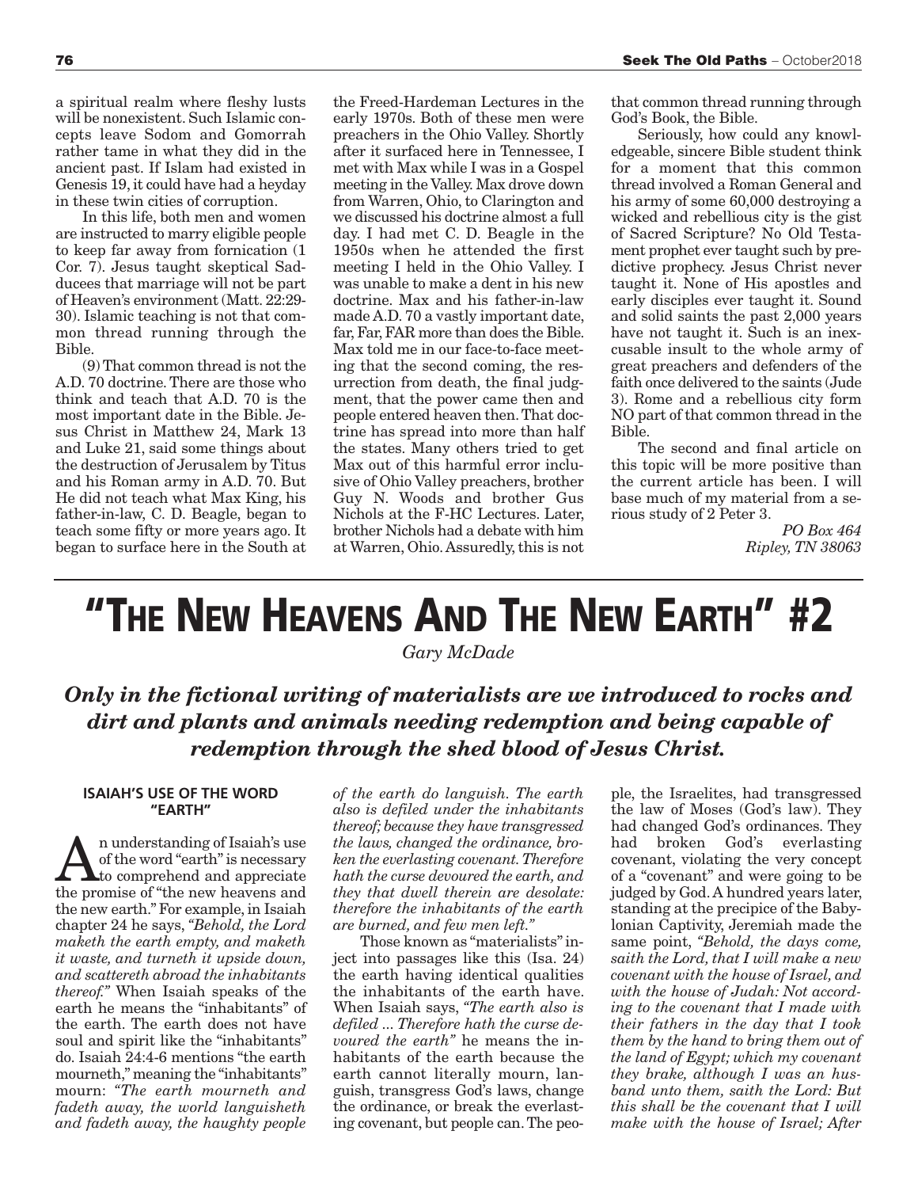a spiritual realm where fleshy lusts will be nonexistent. Such Islamic concepts leave Sodom and Gomorrah rather tame in what they did in the ancient past. If Islam had existed in Genesis 19, it could have had a heyday in these twin cities of corruption.

In this life, both men and women are instructed to marry eligible people to keep far away from fornication (1 Cor. 7). Jesus taught skeptical Sadducees that marriage will not be part of Heaven's environment (Matt. 22:29-30). Islamic teaching is not that common thread running through the Bible.

(9) That common thread is not the A.D. 70 doctrine. There are those who think and teach that A.D. 70 is the most important date in the Bible. Jesus Christ in Matthew 24, Mark 13 and Luke 21, said some things about the destruction of Jerusalem by Titus and his Roman army in A.D. 70. But He did not teach what Max King, his father-in-law, C. D. Beagle, began to teach some fifty or more years ago. It began to surface here in the South at the Freed-Hardeman Lectures in the early 1970s. Both of these men were preachers in the Ohio Valley. Shortly after it surfaced here in Tennessee, I met with Max while I was in a Gospel meeting in the Valley. Max drove down from Warren, Ohio, to Clarington and we discussed his doctrine almost a full day. I had met C. D. Beagle in the 1950s when he attended the first meeting I held in the Ohio Valley. I was unable to make a dent in his new doctrine. Max and his father-in-law made A.D. 70 a vastly important date, far, Far, FAR more than does the Bible. Max told me in our face-to-face meeting that the second coming, the resurrection from death, the final judgment, that the power came then and people entered heaven then. That doctrine has spread into more than half the states. Many others tried to get Max out of this harmful error inclusive of Ohio Valley preachers, brother Guy N. Woods and brother Gus Nichols at the F-HC Lectures. Later, brother Nichols had a debate with him at Warren, Ohio. Assuredly, this is not that common thread running through God's Book, the Bible.

Seriously, how could any knowledgeable, sincere Bible student think for a moment that this common thread involved a Roman General and his army of some 60,000 destroying a wicked and rebellious city is the gist of Sacred Scripture? No Old Testament prophet ever taught such by predictive prophecy. Jesus Christ never taught it. None of His apostles and early disciples ever taught it. Sound and solid saints the past 2,000 years have not taught it. Such is an inexcusable insult to the whole army of great preachers and defenders of the faith once delivered to the saints (Jude 3). Rome and a rebellious city form NO part of that common thread in the Bible.

The second and final article on this topic will be more positive than the current article has been. I will base much of my material from a serious study of 2 Peter 3.

*PO Box 464*
*Ripley, TN 38063*

# "The New Heavens And The New Earth" #2

*Gary McDade*

***Only in the fictional writing of materialists are we introduced to rocks and dirt and plants and animals needing redemption and being capable of redemption through the shed blood of Jesus Christ.***

### ISAIAH'S USE OF THE WORD "EARTH"

An understanding of Isaiah's use of the word "earth" is necessary to comprehend and appreciate the promise of "the new heavens and the new earth." For example, in Isaiah chapter 24 he says, *"Behold, the Lord maketh the earth empty, and maketh it waste, and turneth it upside down, and scattereth abroad the inhabitants thereof."* When Isaiah speaks of the earth he means the "inhabitants" of the earth. The earth does not have soul and spirit like the "inhabitants" do. Isaiah 24:4-6 mentions "the earth mourneth," meaning the "inhabitants" mourn: *"The earth mourneth and fadeth away, the world languisheth and fadeth away, the haughty people of the earth do languish. The earth also is defiled under the inhabitants thereof; because they have transgressed the laws, changed the ordinance, broken the everlasting covenant. Therefore hath the curse devoured the earth, and they that dwell therein are desolate: therefore the inhabitants of the earth are burned, and few men left."*

Those known as "materialists" inject into passages like this (Isa. 24) the earth having identical qualities the inhabitants of the earth have. When Isaiah says, *"The earth also is defiled ... Therefore hath the curse devoured the earth"* he means the inhabitants of the earth because the earth cannot literally mourn, languish, transgress God's laws, change the ordinance, or break the everlasting covenant, but people can. The people, the Israelites, had transgressed the law of Moses (God's law). They had changed God's ordinances. They had broken God's everlasting covenant, violating the very concept of a "covenant" and were going to be judged by God. A hundred years later, standing at the precipice of the Babylonian Captivity, Jeremiah made the same point, *"Behold, the days come, saith the Lord, that I will make a new covenant with the house of Israel, and with the house of Judah: Not according to the covenant that I made with their fathers in the day that I took them by the hand to bring them out of the land of Egypt; which my covenant they brake, although I was an husband unto them, saith the Lord: But this shall be the covenant that I will make with the house of Israel; After*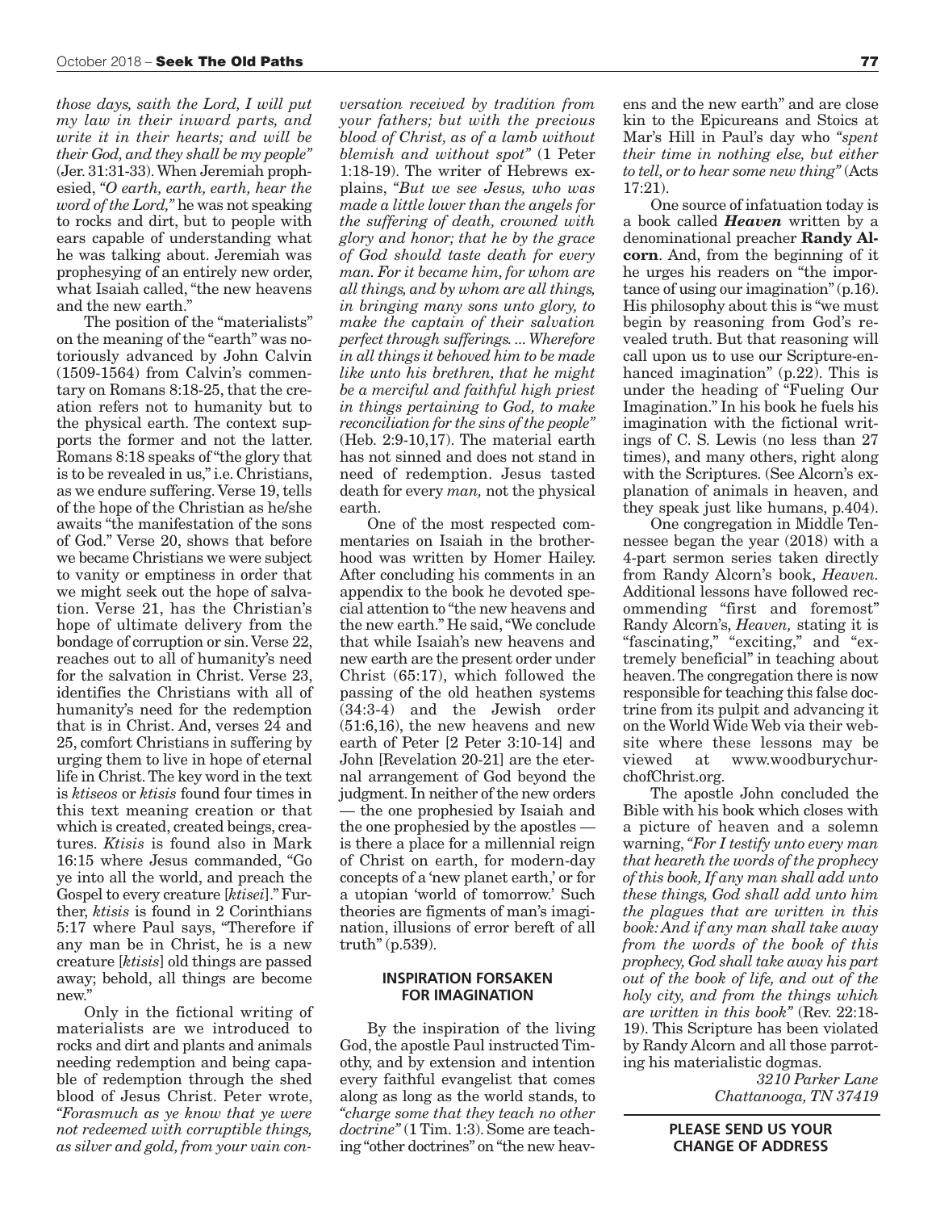*those days, saith the Lord, I will put my law in their inward parts, and write it in their hearts; and will be their God, and they shall be my people"* (Jer. 31:31-33). When Jeremiah prophesied, *"O earth, earth, earth, hear the word of the Lord,"* he was not speaking to rocks and dirt, but to people with ears capable of understanding what he was talking about. Jeremiah was prophesying of an entirely new order, what Isaiah called, "the new heavens and the new earth."

The position of the "materialists" on the meaning of the "earth" was notoriously advanced by John Calvin (1509-1564) from Calvin's commentary on Romans 8:18-25, that the creation refers not to humanity but to the physical earth. The context supports the former and not the latter. Romans 8:18 speaks of "the glory that is to be revealed in us," i.e. Christians, as we endure suffering. Verse 19, tells of the hope of the Christian as he/she awaits "the manifestation of the sons of God." Verse 20, shows that before we became Christians we were subject to vanity or emptiness in order that we might seek out the hope of salvation. Verse 21, has the Christian's hope of ultimate delivery from the bondage of corruption or sin. Verse 22, reaches out to all of humanity's need for the salvation in Christ. Verse 23, identifies the Christians with all of humanity's need for the redemption that is in Christ. And, verses 24 and 25, comfort Christians in suffering by urging them to live in hope of eternal life in Christ. The key word in the text is *ktiseos* or *ktisis* found four times in this text meaning creation or that which is created, created beings, creatures. *Ktisis* is found also in Mark 16:15 where Jesus commanded, "Go ye into all the world, and preach the Gospel to every creature [*ktisei*]." Further, *ktisis* is found in 2 Corinthians 5:17 where Paul says, "Therefore if any man be in Christ, he is a new creature [*ktisis*] old things are passed away; behold, all things are become new."

Only in the fictional writing of materialists are we introduced to rocks and dirt and plants and animals needing redemption and being capable of redemption through the shed blood of Jesus Christ. Peter wrote, *"Forasmuch as ye know that ye were not redeemed with corruptible things, as silver and gold, from your vain conversation received by tradition from your fathers; but with the precious blood of Christ, as of a lamb without blemish and without spot"* (1 Peter 1:18-19). The writer of Hebrews explains, *"But we see Jesus, who was made a little lower than the angels for the suffering of death, crowned with glory and honor; that he by the grace of God should taste death for every man. For it became him, for whom are all things, and by whom are all things, in bringing many sons unto glory, to make the captain of their salvation perfect through sufferings. ... Wherefore in all things it behoved him to be made like unto his brethren, that he might be a merciful and faithful high priest in things pertaining to God, to make reconciliation for the sins of the people"* (Heb. 2:9-10,17). The material earth has not sinned and does not stand in need of redemption. Jesus tasted death for every *man,* not the physical earth.

One of the most respected commentaries on Isaiah in the brotherhood was written by Homer Hailey. After concluding his comments in an appendix to the book he devoted special attention to "the new heavens and the new earth." He said, "We conclude that while Isaiah's new heavens and new earth are the present order under Christ (65:17), which followed the passing of the old heathen systems (34:3-4) and the Jewish order (51:6,16), the new heavens and new earth of Peter [2 Peter 3:10-14] and John [Revelation 20-21] are the eternal arrangement of God beyond the judgment. In neither of the new orders — the one prophesied by Isaiah and the one prophesied by the apostles — is there a place for a millennial reign of Christ on earth, for modern-day concepts of a 'new planet earth,' or for a utopian 'world of tomorrow.' Such theories are figments of man's imagination, illusions of error bereft of all truth" (p.539).

## INSPIRATION FORSAKEN FOR IMAGINATION

By the inspiration of the living God, the apostle Paul instructed Timothy, and by extension and intention every faithful evangelist that comes along as long as the world stands, to *"charge some that they teach no other doctrine"* (1 Tim. 1:3). Some are teaching "other doctrines" on "the new heavens and the new earth" and are close kin to the Epicureans and Stoics at Mar's Hill in Paul's day who *"spent their time in nothing else, but either to tell, or to hear some new thing"* (Acts 17:21).

One source of infatuation today is a book called ***Heaven*** written by a denominational preacher **Randy Alcorn**. And, from the beginning of it he urges his readers on "the importance of using our imagination" (p.16). His philosophy about this is "we must begin by reasoning from God's revealed truth. But that reasoning will call upon us to use our Scripture-enhanced imagination" (p.22). This is under the heading of "Fueling Our Imagination." In his book he fuels his imagination with the fictional writings of C. S. Lewis (no less than 27 times), and many others, right along with the Scriptures. (See Alcorn's explanation of animals in heaven, and they speak just like humans, p.404).

One congregation in Middle Tennessee began the year (2018) with a 4-part sermon series taken directly from Randy Alcorn's book, *Heaven.* Additional lessons have followed recommending "first and foremost" Randy Alcorn's, *Heaven,* stating it is "fascinating," "exciting," and "extremely beneficial" in teaching about heaven. The congregation there is now responsible for teaching this false doctrine from its pulpit and advancing it on the World Wide Web via their website where these lessons may be viewed at www.woodburychurchofChrist.org.

The apostle John concluded the Bible with his book which closes with a picture of heaven and a solemn warning, *"For I testify unto every man that heareth the words of the prophecy of this book, If any man shall add unto these things, God shall add unto him the plagues that are written in this book: And if any man shall take away from the words of the book of this prophecy, God shall take away his part out of the book of life, and out of the holy city, and from the things which are written in this book"* (Rev. 22:18-19). This Scripture has been violated by Randy Alcorn and all those parroting his materialistic dogmas.

*3210 Parker Lane*
*Chattanooga, TN 37419*

---

**PLEASE SEND US YOUR CHANGE OF ADDRESS**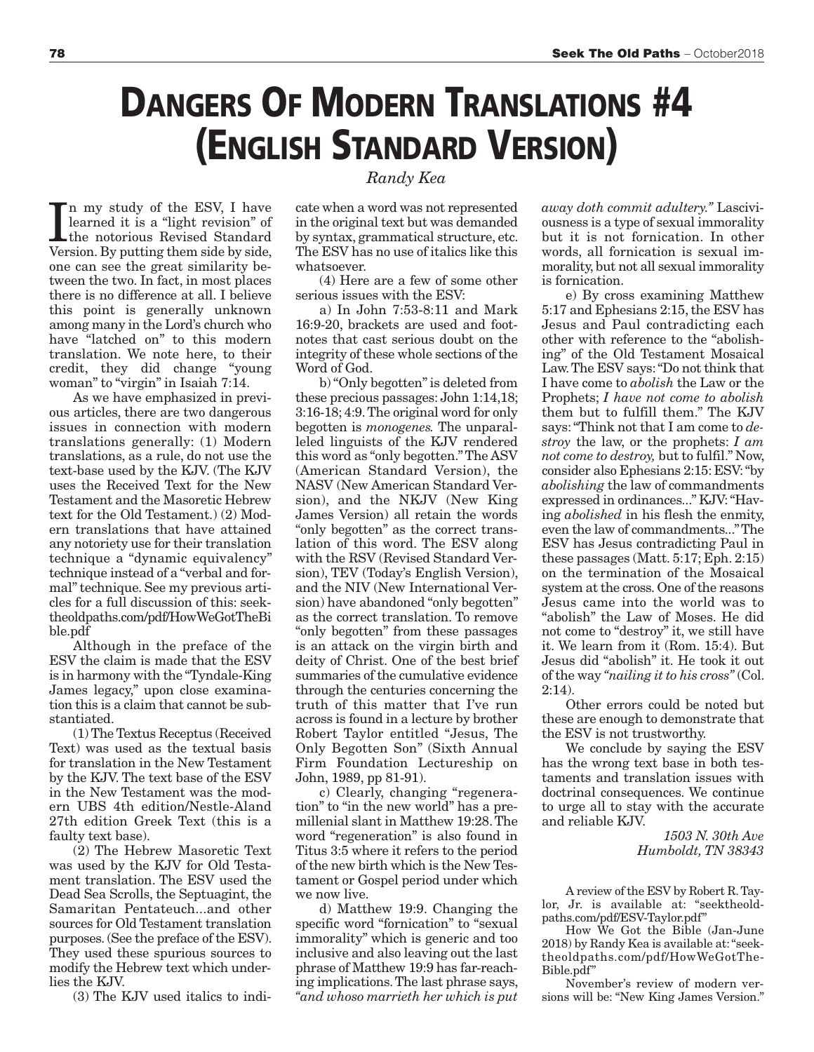# DANGERS OF MODERN TRANSLATIONS #4 (ENGLISH STANDARD VERSION)

*Randy Kea*

In my study of the ESV, I have learned it is a "light revision" of the notorious Revised Standard Version. By putting them side by side, one can see the great similarity between the two. In fact, in most places there is no difference at all. I believe this point is generally unknown among many in the Lord's church who have "latched on" to this modern translation. We note here, to their credit, they did change "young woman" to "virgin" in Isaiah 7:14.

As we have emphasized in previous articles, there are two dangerous issues in connection with modern translations generally: (1) Modern translations, as a rule, do not use the text-base used by the KJV. (The KJV uses the Received Text for the New Testament and the Masoretic Hebrew text for the Old Testament.) (2) Modern translations that have attained any notoriety use for their translation technique a "dynamic equivalency" technique instead of a "verbal and formal" technique. See my previous articles for a full discussion of this: seektheoldpaths.com/pdf/HowWeGotTheBible.pdf

Although in the preface of the ESV the claim is made that the ESV is in harmony with the "Tyndale-King James legacy," upon close examination this is a claim that cannot be substantiated.

(1) The Textus Receptus (Received Text) was used as the textual basis for translation in the New Testament by the KJV. The text base of the ESV in the New Testament was the modern UBS 4th edition/Nestle-Aland 27th edition Greek Text (this is a faulty text base).

(2) The Hebrew Masoretic Text was used by the KJV for Old Testament translation. The ESV used the Dead Sea Scrolls, the Septuagint, the Samaritan Pentateuch...and other sources for Old Testament translation purposes. (See the preface of the ESV). They used these spurious sources to modify the Hebrew text which underlies the KJV.

(3) The KJV used italics to indicate when a word was not represented in the original text but was demanded by syntax, grammatical structure, etc. The ESV has no use of italics like this whatsoever.

(4) Here are a few of some other serious issues with the ESV:

a) In John 7:53-8:11 and Mark 16:9-20, brackets are used and footnotes that cast serious doubt on the integrity of these whole sections of the Word of God.

b) "Only begotten" is deleted from these precious passages: John 1:14,18; 3:16-18; 4:9. The original word for only begotten is *monogenes.* The unparalleled linguists of the KJV rendered this word as "only begotten." The ASV (American Standard Version), the NASV (New American Standard Version), and the NKJV (New King James Version) all retain the words "only begotten" as the correct translation of this word. The ESV along with the RSV (Revised Standard Version), TEV (Today's English Version), and the NIV (New International Version) have abandoned "only begotten" as the correct translation. To remove "only begotten" from these passages is an attack on the virgin birth and deity of Christ. One of the best brief summaries of the cumulative evidence through the centuries concerning the truth of this matter that I've run across is found in a lecture by brother Robert Taylor entitled "Jesus, The Only Begotten Son" (Sixth Annual Firm Foundation Lectureship on John, 1989, pp 81-91).

c) Clearly, changing "regeneration" to "in the new world" has a premillenial slant in Matthew 19:28. The word "regeneration" is also found in Titus 3:5 where it refers to the period of the new birth which is the New Testament or Gospel period under which we now live.

d) Matthew 19:9. Changing the specific word "fornication" to "sexual immorality" which is generic and too inclusive and also leaving out the last phrase of Matthew 19:9 has far-reaching implications. The last phrase says, *"and whoso marrieth her which is put away doth commit adultery."* Lasciviousness is a type of sexual immorality but it is not fornication. In other words, all fornication is sexual immorality, but not all sexual immorality is fornication.

e) By cross examining Matthew 5:17 and Ephesians 2:15, the ESV has Jesus and Paul contradicting each other with reference to the "abolishing" of the Old Testament Mosaical Law. The ESV says: "Do not think that I have come to *abolish* the Law or the Prophets; *I have not come to abolish* them but to fulfill them." The KJV says: "Think not that I am come to *destroy* the law, or the prophets: *I am not come to destroy,* but to fulfil." Now, consider also Ephesians 2:15: ESV: "by *abolishing* the law of commandments expressed in ordinances..." KJV: "Having *abolished* in his flesh the enmity, even the law of commandments..." The ESV has Jesus contradicting Paul in these passages (Matt. 5:17; Eph. 2:15) on the termination of the Mosaical system at the cross. One of the reasons Jesus came into the world was to "abolish" the Law of Moses. He did not come to "destroy" it, we still have it. We learn from it (Rom. 15:4). But Jesus did "abolish" it. He took it out of the way *"nailing it to his cross"* (Col. 2:14).

Other errors could be noted but these are enough to demonstrate that the ESV is not trustworthy.

We conclude by saying the ESV has the wrong text base in both testaments and translation issues with doctrinal consequences. We continue to urge all to stay with the accurate and reliable KJV.

*1503 N. 30th Ave*
*Humboldt, TN 38343*

A review of the ESV by Robert R. Taylor, Jr. is available at: "seektheoldpaths.com/pdf/ESV-Taylor.pdf"

How We Got the Bible (Jan-June 2018) by Randy Kea is available at: "seektheoldpaths.com/pdf/HowWeGotTheBible.pdf"

November's review of modern versions will be: "New King James Version."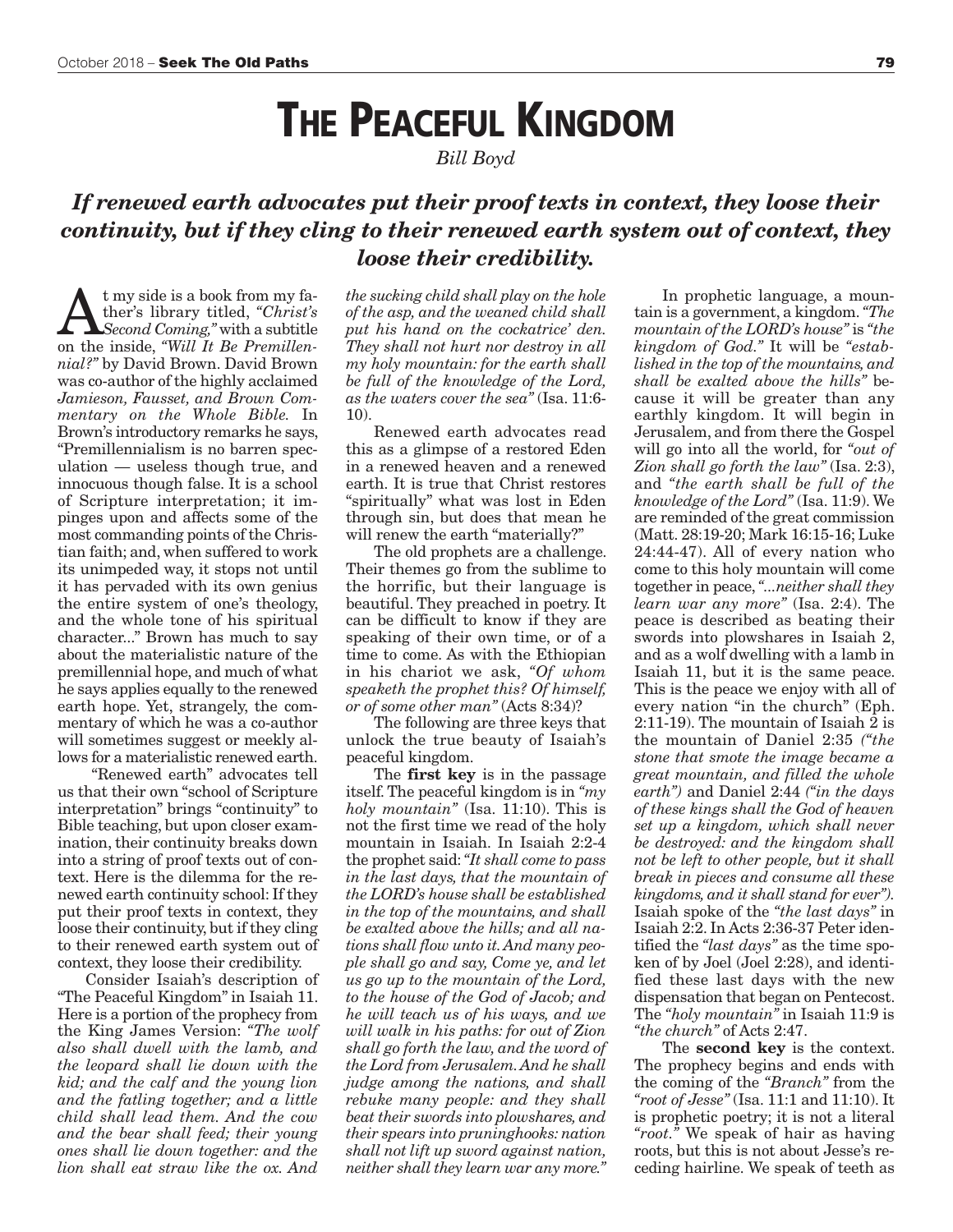# The Peaceful Kingdom

*Bill Boyd*

***If renewed earth advocates put their proof texts in context, they loose their continuity, but if they cling to their renewed earth system out of context, they loose their credibility.***

At my side is a book from my father's library titled, *"Christ's Second Coming,"* with a subtitle on the inside, *"Will It Be Premillennial?"* by David Brown. David Brown was co-author of the highly acclaimed *Jamieson, Fausset, and Brown Commentary on the Whole Bible.* In Brown's introductory remarks he says, "Premillennialism is no barren speculation — useless though true, and innocuous though false. It is a school of Scripture interpretation; it impinges upon and affects some of the most commanding points of the Christian faith; and, when suffered to work its unimpeded way, it stops not until it has pervaded with its own genius the entire system of one's theology, and the whole tone of his spiritual character..." Brown has much to say about the materialistic nature of the premillennial hope, and much of what he says applies equally to the renewed earth hope. Yet, strangely, the commentary of which he was a co-author will sometimes suggest or meekly allows for a materialistic renewed earth.

"Renewed earth" advocates tell us that their own "school of Scripture interpretation" brings "continuity" to Bible teaching, but upon closer examination, their continuity breaks down into a string of proof texts out of context. Here is the dilemma for the renewed earth continuity school: If they put their proof texts in context, they loose their continuity, but if they cling to their renewed earth system out of context, they loose their credibility.

Consider Isaiah's description of "The Peaceful Kingdom" in Isaiah 11. Here is a portion of the prophecy from the King James Version: *"The wolf also shall dwell with the lamb, and the leopard shall lie down with the kid; and the calf and the young lion and the fatling together; and a little child shall lead them. And the cow and the bear shall feed; their young ones shall lie down together: and the lion shall eat straw like the ox. And the sucking child shall play on the hole of the asp, and the weaned child shall put his hand on the cockatrice' den. They shall not hurt nor destroy in all my holy mountain: for the earth shall be full of the knowledge of the Lord, as the waters cover the sea"* (Isa. 11:6-10).

Renewed earth advocates read this as a glimpse of a restored Eden in a renewed heaven and a renewed earth. It is true that Christ restores "spiritually" what was lost in Eden through sin, but does that mean he will renew the earth "materially?"

The old prophets are a challenge. Their themes go from the sublime to the horrific, but their language is beautiful. They preached in poetry. It can be difficult to know if they are speaking of their own time, or of a time to come. As with the Ethiopian in his chariot we ask, *"Of whom speaketh the prophet this? Of himself, or of some other man"* (Acts 8:34)?

The following are three keys that unlock the true beauty of Isaiah's peaceful kingdom.

The **first key** is in the passage itself. The peaceful kingdom is in *"my holy mountain"* (Isa. 11:10). This is not the first time we read of the holy mountain in Isaiah. In Isaiah 2:2-4 the prophet said: *"It shall come to pass in the last days, that the mountain of the LORD's house shall be established in the top of the mountains, and shall be exalted above the hills; and all nations shall flow unto it. And many people shall go and say, Come ye, and let us go up to the mountain of the Lord, to the house of the God of Jacob; and he will teach us of his ways, and we will walk in his paths: for out of Zion shall go forth the law, and the word of the Lord from Jerusalem. And he shall judge among the nations, and shall rebuke many people: and they shall beat their swords into plowshares, and their spears into pruninghooks: nation shall not lift up sword against nation, neither shall they learn war any more."*

In prophetic language, a mountain is a government, a kingdom. *"The mountain of the LORD's house"* is *"the kingdom of God."* It will be *"established in the top of the mountains, and shall be exalted above the hills"* because it will be greater than any earthly kingdom. It will begin in Jerusalem, and from there the Gospel will go into all the world, for *"out of Zion shall go forth the law"* (Isa. 2:3), and *"the earth shall be full of the knowledge of the Lord"* (Isa. 11:9). We are reminded of the great commission (Matt. 28:19-20; Mark 16:15-16; Luke 24:44-47). All of every nation who come to this holy mountain will come together in peace, *"...neither shall they learn war any more"* (Isa. 2:4). The peace is described as beating their swords into plowshares in Isaiah 2, and as a wolf dwelling with a lamb in Isaiah 11, but it is the same peace. This is the peace we enjoy with all of every nation "in the church" (Eph. 2:11-19). The mountain of Isaiah 2 is the mountain of Daniel 2:35 *("the stone that smote the image became a great mountain, and filled the whole earth")* and Daniel 2:44 *("in the days of these kings shall the God of heaven set up a kingdom, which shall never be destroyed: and the kingdom shall not be left to other people, but it shall break in pieces and consume all these kingdoms, and it shall stand for ever").* Isaiah spoke of the *"the last days"* in Isaiah 2:2. In Acts 2:36-37 Peter identified the *"last days"* as the time spoken of by Joel (Joel 2:28), and identified these last days with the new dispensation that began on Pentecost. The *"holy mountain"* in Isaiah 11:9 is *"the church"* of Acts 2:47.

The **second key** is the context. The prophecy begins and ends with the coming of the *"Branch"* from the *"root of Jesse"* (Isa. 11:1 and 11:10). It is prophetic poetry; it is not a literal *"root."* We speak of hair as having roots, but this is not about Jesse's receding hairline. We speak of teeth as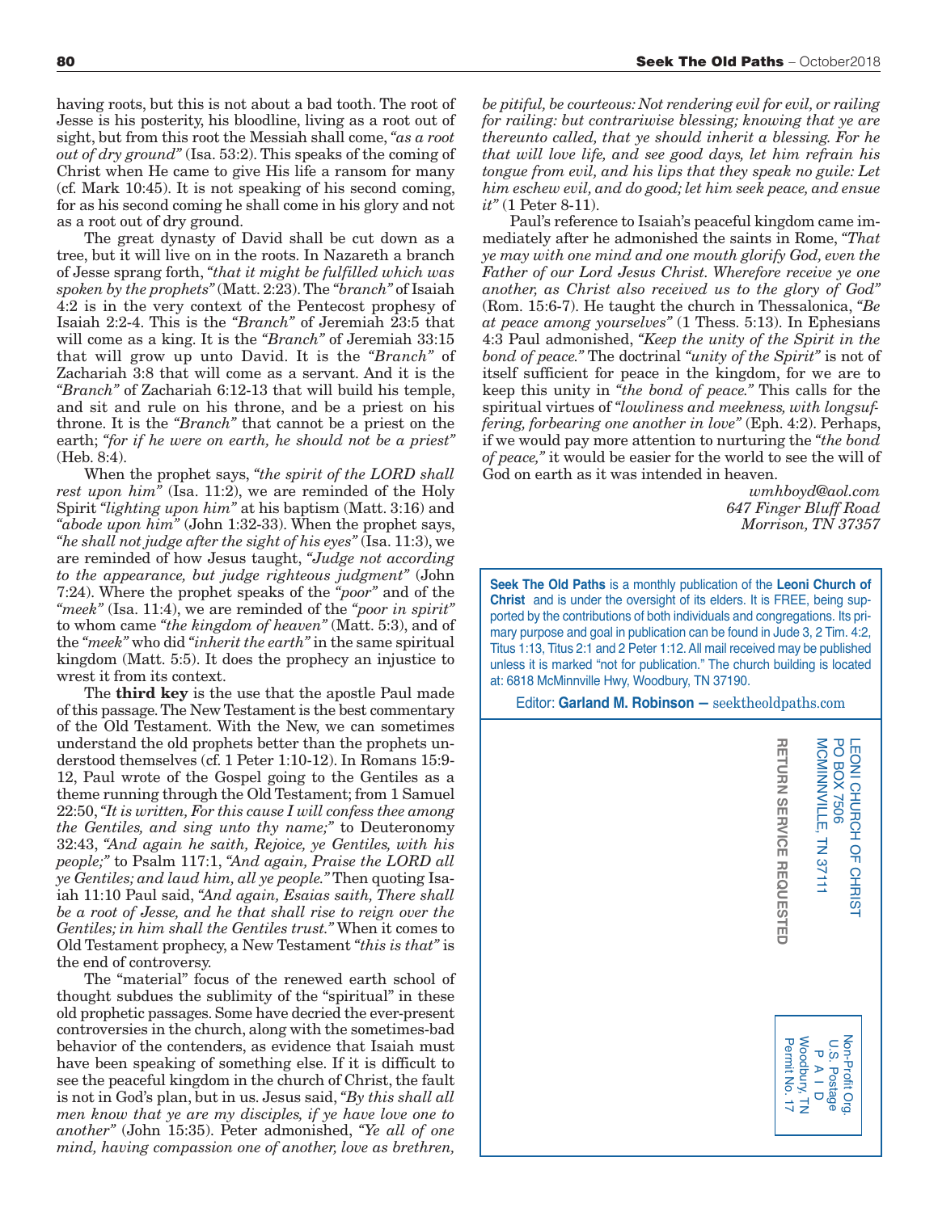having roots, but this is not about a bad tooth. The root of Jesse is his posterity, his bloodline, living as a root out of sight, but from this root the Messiah shall come, *"as a root out of dry ground"* (Isa. 53:2). This speaks of the coming of Christ when He came to give His life a ransom for many (cf. Mark 10:45). It is not speaking of his second coming, for as his second coming he shall come in his glory and not as a root out of dry ground.

The great dynasty of David shall be cut down as a tree, but it will live on in the roots. In Nazareth a branch of Jesse sprang forth, *"that it might be fulfilled which was spoken by the prophets"* (Matt. 2:23). The *"branch"* of Isaiah 4:2 is in the very context of the Pentecost prophesy of Isaiah 2:2-4. This is the *"Branch"* of Jeremiah 23:5 that will come as a king. It is the *"Branch"* of Jeremiah 33:15 that will grow up unto David. It is the *"Branch"* of Zachariah 3:8 that will come as a servant. And it is the *"Branch"* of Zachariah 6:12-13 that will build his temple, and sit and rule on his throne, and be a priest on his throne. It is the *"Branch"* that cannot be a priest on the earth; *"for if he were on earth, he should not be a priest"* (Heb. 8:4).

When the prophet says, *"the spirit of the LORD shall rest upon him"* (Isa. 11:2), we are reminded of the Holy Spirit *"lighting upon him"* at his baptism (Matt. 3:16) and *"abode upon him"* (John 1:32-33). When the prophet says, *"he shall not judge after the sight of his eyes"* (Isa. 11:3), we are reminded of how Jesus taught, *"Judge not according to the appearance, but judge righteous judgment"* (John 7:24). Where the prophet speaks of the *"poor"* and of the *"meek"* (Isa. 11:4), we are reminded of the *"poor in spirit"* to whom came *"the kingdom of heaven"* (Matt. 5:3), and of the *"meek"* who did *"inherit the earth"* in the same spiritual kingdom (Matt. 5:5). It does the prophecy an injustice to wrest it from its context.

The **third key** is the use that the apostle Paul made of this passage. The New Testament is the best commentary of the Old Testament. With the New, we can sometimes understand the old prophets better than the prophets understood themselves (cf. 1 Peter 1:10-12). In Romans 15:9-12, Paul wrote of the Gospel going to the Gentiles as a theme running through the Old Testament; from 1 Samuel 22:50, *"It is written, For this cause I will confess thee among the Gentiles, and sing unto thy name;"* to Deuteronomy 32:43, *"And again he saith, Rejoice, ye Gentiles, with his people;"* to Psalm 117:1, *"And again, Praise the LORD all ye Gentiles; and laud him, all ye people."* Then quoting Isaiah 11:10 Paul said, *"And again, Esaias saith, There shall be a root of Jesse, and he that shall rise to reign over the Gentiles; in him shall the Gentiles trust."* When it comes to Old Testament prophecy, a New Testament *"this is that"* is the end of controversy.

The "material" focus of the renewed earth school of thought subdues the sublimity of the "spiritual" in these old prophetic passages. Some have decried the ever-present controversies in the church, along with the sometimes-bad behavior of the contenders, as evidence that Isaiah must have been speaking of something else. If it is difficult to see the peaceful kingdom in the church of Christ, the fault is not in God's plan, but in us. Jesus said, *"By this shall all men know that ye are my disciples, if ye have love one to another"* (John 15:35). Peter admonished, *"Ye all of one mind, having compassion one of another, love as brethren, be pitiful, be courteous: Not rendering evil for evil, or railing for railing: but contrariwise blessing; knowing that ye are thereunto called, that ye should inherit a blessing. For he that will love life, and see good days, let him refrain his tongue from evil, and his lips that they speak no guile: Let him eschew evil, and do good; let him seek peace, and ensue it"* (1 Peter 8-11).

Paul's reference to Isaiah's peaceful kingdom came immediately after he admonished the saints in Rome, *"That ye may with one mind and one mouth glorify God, even the Father of our Lord Jesus Christ. Wherefore receive ye one another, as Christ also received us to the glory of God"* (Rom. 15:6-7). He taught the church in Thessalonica, *"Be at peace among yourselves"* (1 Thess. 5:13). In Ephesians 4:3 Paul admonished, *"Keep the unity of the Spirit in the bond of peace."* The doctrinal *"unity of the Spirit"* is not of itself sufficient for peace in the kingdom, for we are to keep this unity in *"the bond of peace."* This calls for the spiritual virtues of *"lowliness and meekness, with longsuffering, forbearing one another in love"* (Eph. 4:2). Perhaps, if we would pay more attention to nurturing the *"the bond of peace,"* it would be easier for the world to see the will of God on earth as it was intended in heaven.

*wmhboyd@aol.com*
*647 Finger Bluff Road*
*Morrison, TN 37357*

**Seek The Old Paths** is a monthly publication of the **Leoni Church of Christ** and is under the oversight of its elders. It is FREE, being supported by the contributions of both individuals and congregations. Its primary purpose and goal in publication can be found in Jude 3, 2 Tim. 4:2, Titus 1:13, Titus 2:1 and 2 Peter 1:12. All mail received may be published unless it is marked "not for publication." The church building is located at: 6818 McMinnville Hwy, Woodbury, TN 37190.

Editor: **Garland M. Robinson** — seektheoldpaths.com

LEONI CHURCH OF CHRIST
PO BOX 7506
MCMINNVILLE, TN 37111

**RETURN SERVICE REQUESTED**

Non-Profit Org.
U.S. Postage
P A I D
Woodbury, TN
Permit No. 17